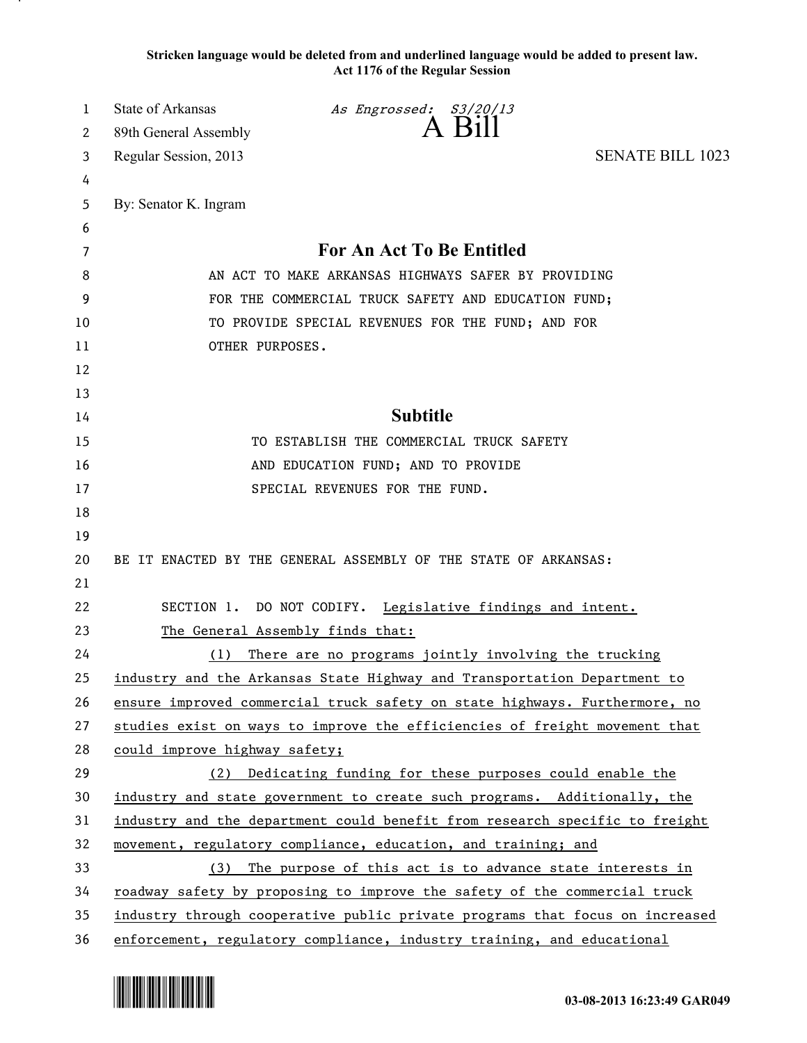**Stricken language would be deleted from and underlined language would be added to present law.**
**Act 1176 of the Regular Session**

State of Arkansas *As Engrossed: S3/20/13*
89th General Assembly **A Bill**
Regular Session, 2013 SENATE BILL 1023

By: Senator K. Ingram

## For An Act To Be Entitled

AN ACT TO MAKE ARKANSAS HIGHWAYS SAFER BY PROVIDING FOR THE COMMERCIAL TRUCK SAFETY AND EDUCATION FUND; TO PROVIDE SPECIAL REVENUES FOR THE FUND; AND FOR OTHER PURPOSES.

## Subtitle

TO ESTABLISH THE COMMERCIAL TRUCK SAFETY AND EDUCATION FUND; AND TO PROVIDE SPECIAL REVENUES FOR THE FUND.

BE IT ENACTED BY THE GENERAL ASSEMBLY OF THE STATE OF ARKANSAS:

SECTION 1. DO NOT CODIFY. Legislative findings and intent.

The General Assembly finds that:

(1) There are no programs jointly involving the trucking industry and the Arkansas State Highway and Transportation Department to ensure improved commercial truck safety on state highways. Furthermore, no studies exist on ways to improve the efficiencies of freight movement that could improve highway safety;

(2) Dedicating funding for these purposes could enable the industry and state government to create such programs. Additionally, the industry and the department could benefit from research specific to freight movement, regulatory compliance, education, and training; and

(3) The purpose of this act is to advance state interests in roadway safety by proposing to improve the safety of the commercial truck industry through cooperative public private programs that focus on increased enforcement, regulatory compliance, industry training, and educational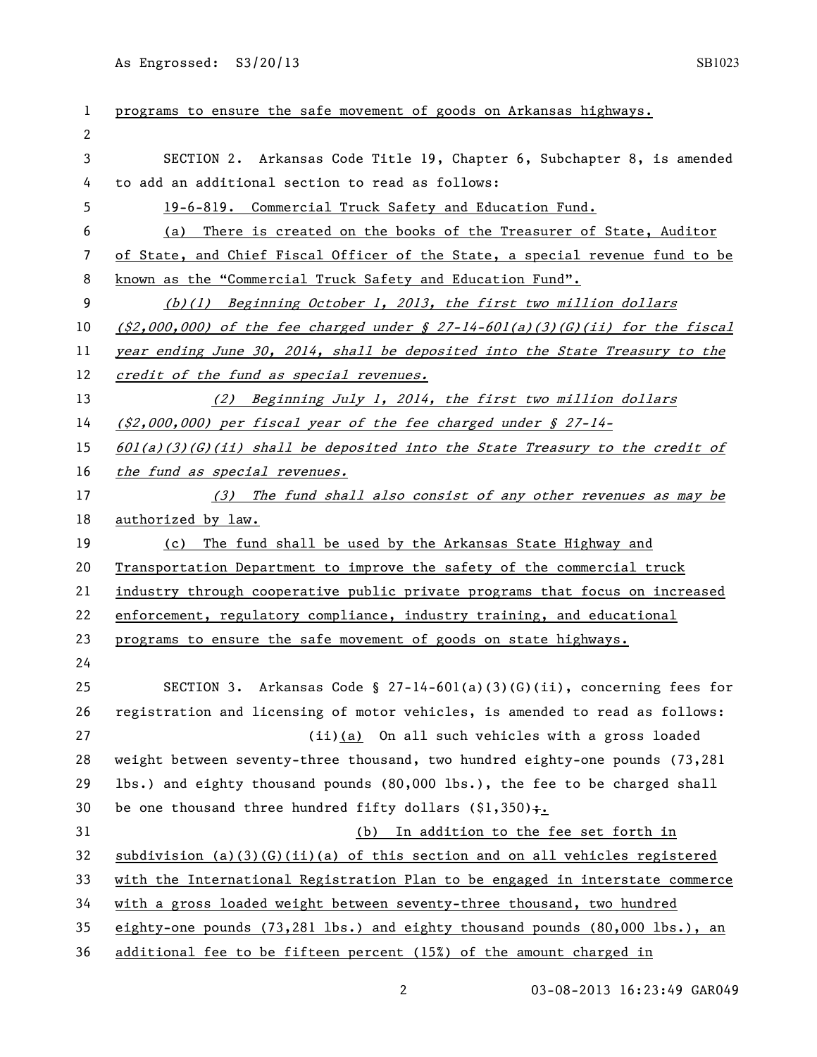programs to ensure the safe movement of goods on Arkansas highways.

SECTION 2. Arkansas Code Title 19, Chapter 6, Subchapter 8, is amended to add an additional section to read as follows:

19-6-819. Commercial Truck Safety and Education Fund.

(a) There is created on the books of the Treasurer of State, Auditor of State, and Chief Fiscal Officer of the State, a special revenue fund to be known as the "Commercial Truck Safety and Education Fund".

*(b)(1) Beginning October 1, 2013, the first two million dollars ($2,000,000) of the fee charged under § 27-14-601(a)(3)(G)(ii) for the fiscal year ending June 30, 2014, shall be deposited into the State Treasury to the credit of the fund as special revenues.*

*(2) Beginning July 1, 2014, the first two million dollars ($2,000,000) per fiscal year of the fee charged under § 27-14-601(a)(3)(G)(ii) shall be deposited into the State Treasury to the credit of the fund as special revenues.*

*(3) The fund shall also consist of any other revenues as may be* authorized by law.

(c) The fund shall be used by the Arkansas State Highway and Transportation Department to improve the safety of the commercial truck industry through cooperative public private programs that focus on increased enforcement, regulatory compliance, industry training, and educational programs to ensure the safe movement of goods on state highways.

SECTION 3. Arkansas Code § 27-14-601(a)(3)(G)(ii), concerning fees for registration and licensing of motor vehicles, is amended to read as follows:

(ii)(a) On all such vehicles with a gross loaded weight between seventy-three thousand, two hundred eighty-one pounds (73,281 lbs.) and eighty thousand pounds (80,000 lbs.), the fee to be charged shall be one thousand three hundred fifty dollars ($1,350);.

(b) In addition to the fee set forth in subdivision (a)(3)(G)(ii)(a) of this section and on all vehicles registered with the International Registration Plan to be engaged in interstate commerce with a gross loaded weight between seventy-three thousand, two hundred eighty-one pounds (73,281 lbs.) and eighty thousand pounds (80,000 lbs.), an additional fee to be fifteen percent (15%) of the amount charged in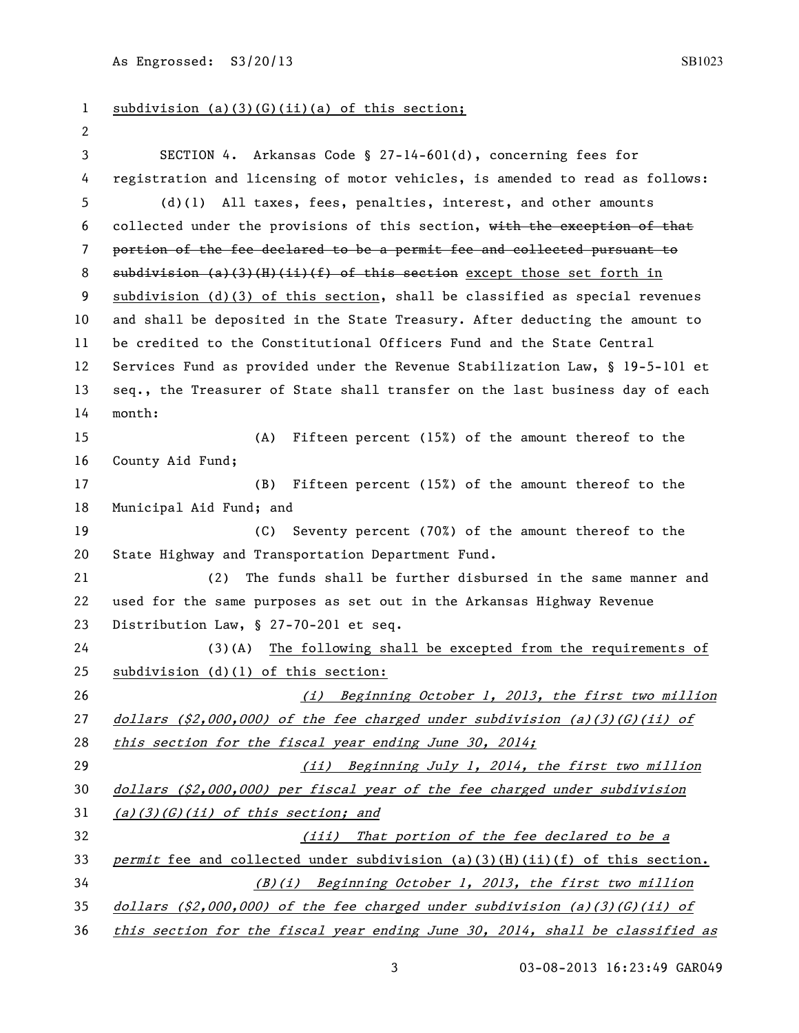subdivision (a)(3)(G)(ii)(a) of this section;

SECTION 4. Arkansas Code § 27-14-601(d), concerning fees for registration and licensing of motor vehicles, is amended to read as follows:

(d)(1) All taxes, fees, penalties, interest, and other amounts collected under the provisions of this section, ~~with the exception of that portion of the fee declared to be a permit fee and collected pursuant to subdivision (a)(3)(H)(ii)(f) of this section~~ except those set forth in subdivision (d)(3) of this section, shall be classified as special revenues and shall be deposited in the State Treasury. After deducting the amount to be credited to the Constitutional Officers Fund and the State Central Services Fund as provided under the Revenue Stabilization Law, § 19-5-101 et seq., the Treasurer of State shall transfer on the last business day of each month:

(A) Fifteen percent (15%) of the amount thereof to the County Aid Fund;

(B) Fifteen percent (15%) of the amount thereof to the Municipal Aid Fund; and

(C) Seventy percent (70%) of the amount thereof to the State Highway and Transportation Department Fund.

(2) The funds shall be further disbursed in the same manner and used for the same purposes as set out in the Arkansas Highway Revenue Distribution Law, § 27-70-201 et seq.

(3)(A) The following shall be excepted from the requirements of subdivision (d)(1) of this section:

*(i) Beginning October 1, 2013, the first two million dollars ($2,000,000) of the fee charged under subdivision (a)(3)(G)(ii) of this section for the fiscal year ending June 30, 2014;*

*(ii) Beginning July 1, 2014, the first two million dollars ($2,000,000) per fiscal year of the fee charged under subdivision (a)(3)(G)(ii) of this section; and*

*(iii) That portion of the fee declared to be a permit* fee and collected under subdivision (a)(3)(H)(ii)(f) of this section.

*(B)(i) Beginning October 1, 2013, the first two million dollars ($2,000,000) of the fee charged under subdivision (a)(3)(G)(ii) of this section for the fiscal year ending June 30, 2014, shall be classified as*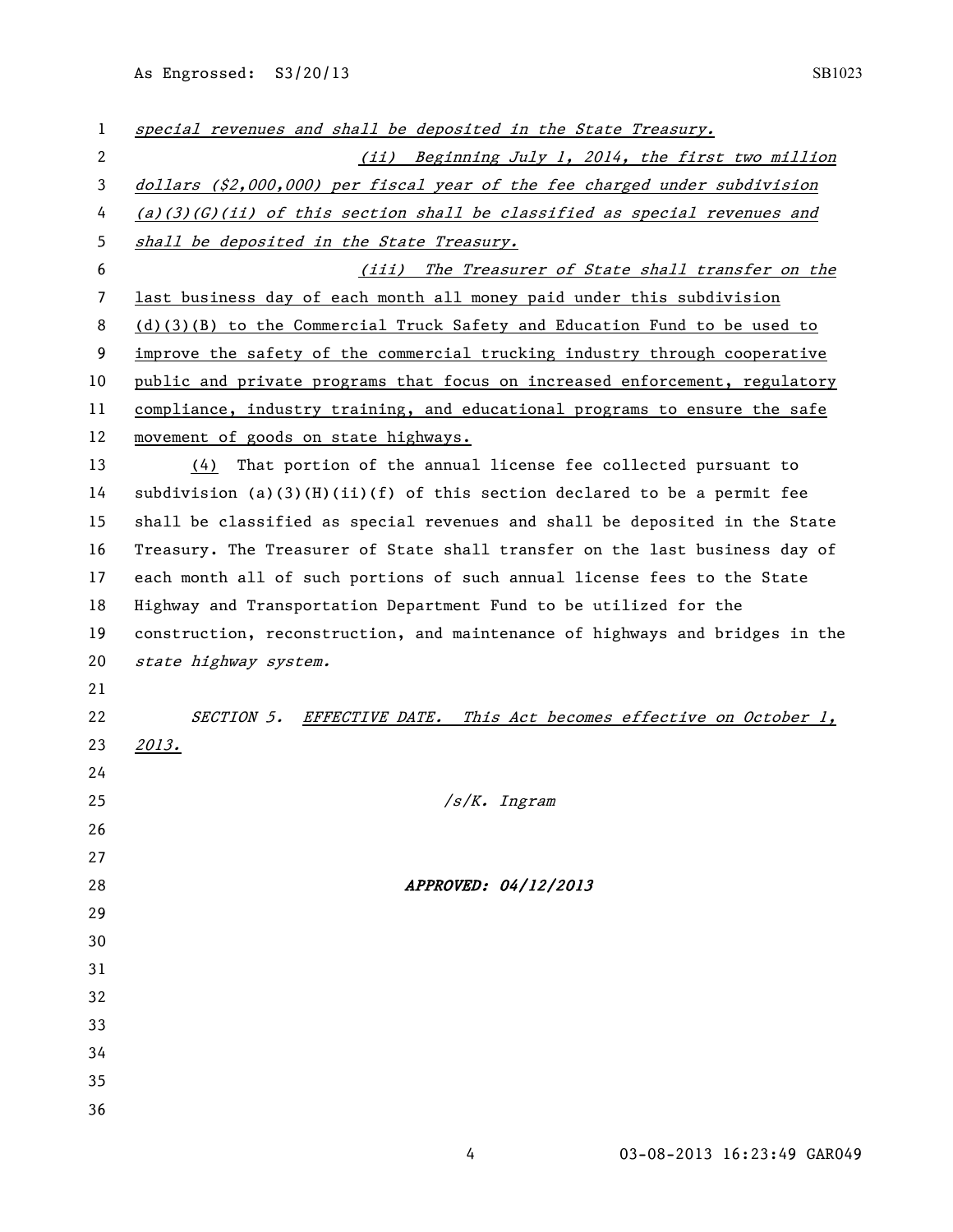*special revenues and shall be deposited in the State Treasury.*

*(ii) Beginning July 1, 2014, the first two million dollars ($2,000,000) per fiscal year of the fee charged under subdivision (a)(3)(G)(ii) of this section shall be classified as special revenues and shall be deposited in the State Treasury.*

*(iii) The Treasurer of State shall transfer on the* last business day of each month all money paid under this subdivision (d)(3)(B) to the Commercial Truck Safety and Education Fund to be used to improve the safety of the commercial trucking industry through cooperative public and private programs that focus on increased enforcement, regulatory compliance, industry training, and educational programs to ensure the safe movement of goods on state highways.

(4) That portion of the annual license fee collected pursuant to subdivision (a)(3)(H)(ii)(f) of this section declared to be a permit fee shall be classified as special revenues and shall be deposited in the State Treasury. The Treasurer of State shall transfer on the last business day of each month all of such portions of such annual license fees to the State Highway and Transportation Department Fund to be utilized for the construction, reconstruction, and maintenance of highways and bridges in the *state highway system.*

*SECTION 5. EFFECTIVE DATE. This Act becomes effective on October 1, 2013.*

*/s/K. Ingram*

***APPROVED: 04/12/2013***